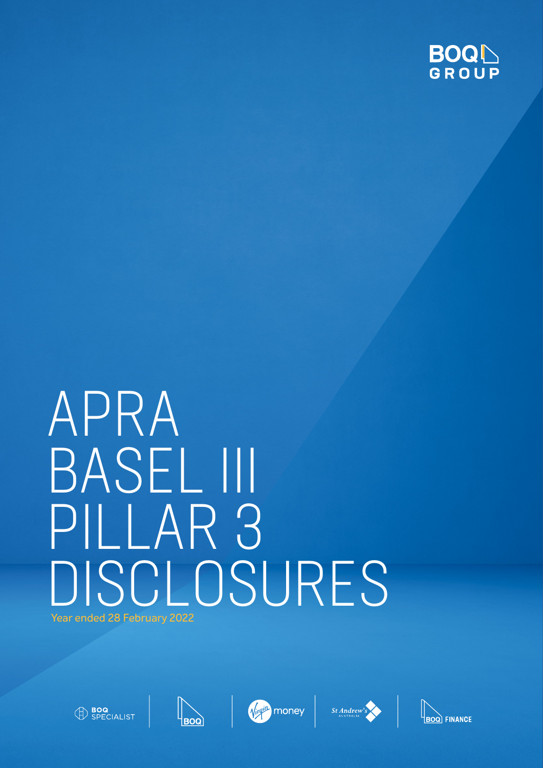BOQ GROUP

# APRA BASEL III PILLAR 3 DISCLOSURES

Year ended 28 February 2022

BOQ SPECIALIST | BOQ | Virgin money | St Andrew's AUSTRALIA | BOQ FINANCE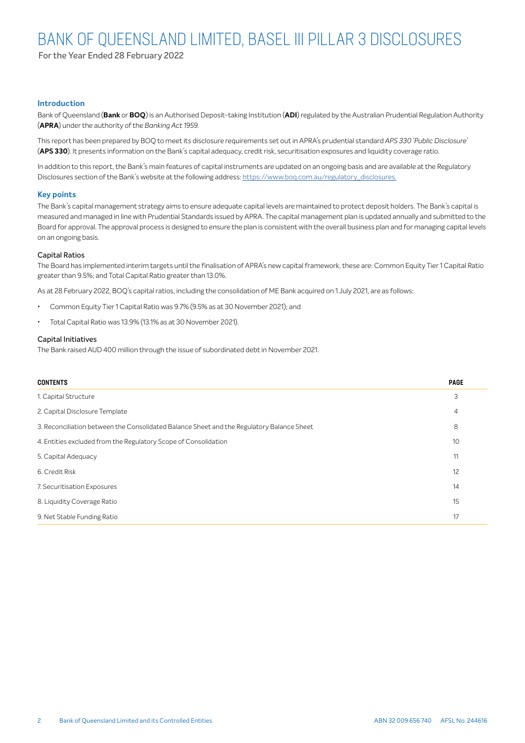# BANK OF QUEENSLAND LIMITED, BASEL III PILLAR 3 DISCLOSURES

For the Year Ended 28 February 2022

## Introduction

Bank of Queensland (**Bank** or **BOQ**) is an Authorised Deposit-taking Institution (**ADI**) regulated by the Australian Prudential Regulation Authority (**APRA**) under the authority of the *Banking Act 1959*.

This report has been prepared by BOQ to meet its disclosure requirements set out in APRA's prudential standard *APS 330 'Public Disclosure'* (**APS 330**). It presents information on the Bank's capital adequacy, credit risk, securitisation exposures and liquidity coverage ratio.

In addition to this report, the Bank's main features of capital instruments are updated on an ongoing basis and are available at the Regulatory Disclosures section of the Bank's website at the following address: https://www.boq.com.au/regulatory_disclosures.

## Key points

The Bank's capital management strategy aims to ensure adequate capital levels are maintained to protect deposit holders. The Bank's capital is measured and managed in line with Prudential Standards issued by APRA. The capital management plan is updated annually and submitted to the Board for approval. The approval process is designed to ensure the plan is consistent with the overall business plan and for managing capital levels on an ongoing basis.

### Capital Ratios

The Board has implemented interim targets until the finalisation of APRA's new capital framework, these are: Common Equity Tier 1 Capital Ratio greater than 9.5%; and Total Capital Ratio greater than 13.0%.

As at 28 February 2022, BOQ's capital ratios, including the consolidation of ME Bank acquired on 1 July 2021, are as follows:

- Common Equity Tier 1 Capital Ratio was 9.7% (9.5% as at 30 November 2021); and
- Total Capital Ratio was 13.9% (13.1% as at 30 November 2021).

### Capital Initiatives

The Bank raised AUD 400 million through the issue of subordinated debt in November 2021.

| CONTENTS | PAGE |
|---|---|
| 1. Capital Structure | 3 |
| 2. Capital Disclosure Template | 4 |
| 3. Reconciliation between the Consolidated Balance Sheet and the Regulatory Balance Sheet | 8 |
| 4. Entities excluded from the Regulatory Scope of Consolidation | 10 |
| 5. Capital Adequacy | 11 |
| 6. Credit Risk | 12 |
| 7. Securitisation Exposures | 14 |
| 8. Liquidity Coverage Ratio | 15 |
| 9. Net Stable Funding Ratio | 17 |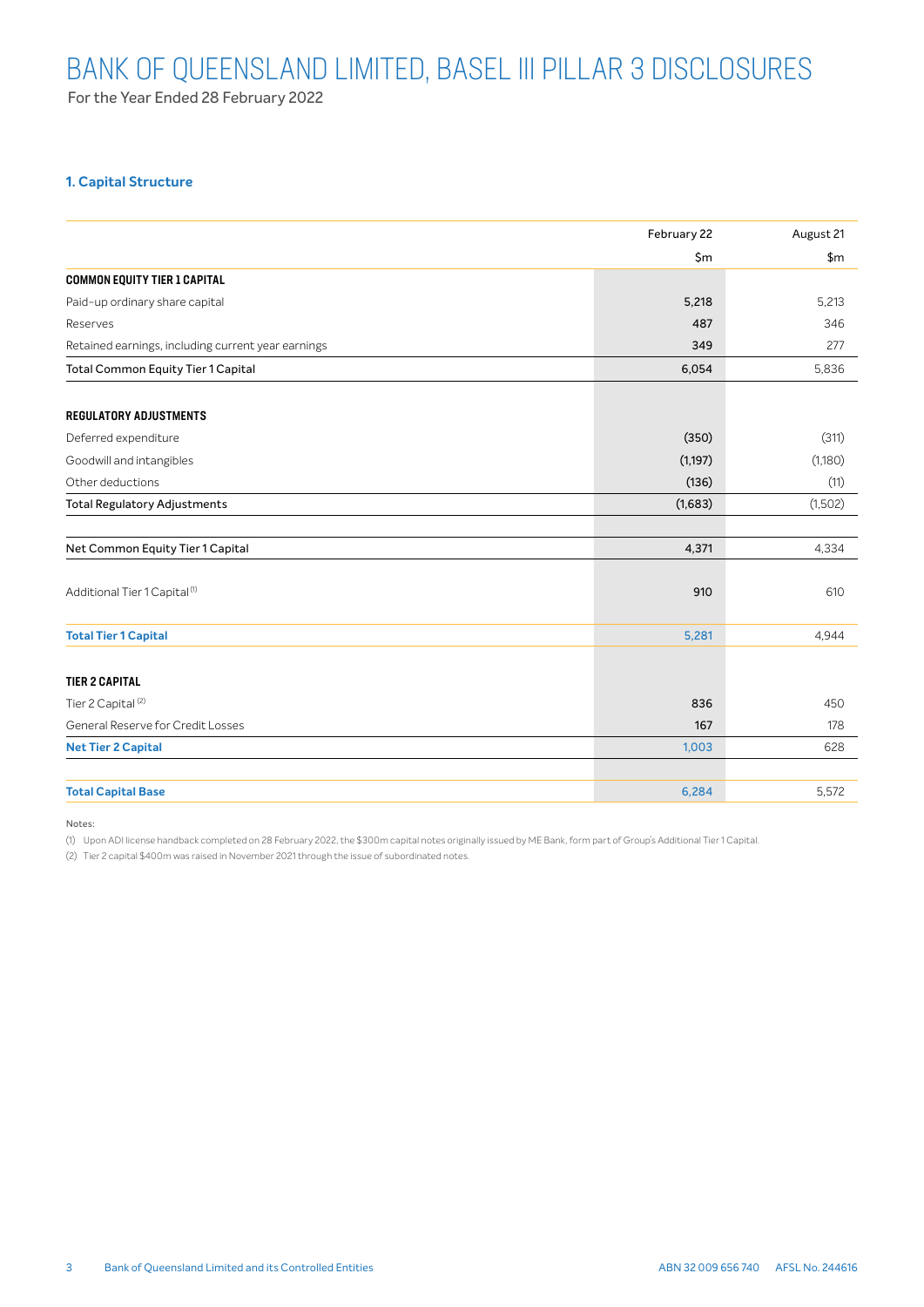# BANK OF QUEENSLAND LIMITED, BASEL III PILLAR 3 DISCLOSURES

For the Year Ended 28 February 2022

## 1. Capital Structure

| | February 22 | August 21 |
|---|---|---|
| | $m | $m |
| **COMMON EQUITY TIER 1 CAPITAL** | | |
| Paid-up ordinary share capital | 5,218 | 5,213 |
| Reserves | 487 | 346 |
| Retained earnings, including current year earnings | 349 | 277 |
| Total Common Equity Tier 1 Capital | 6,054 | 5,836 |
| **REGULATORY ADJUSTMENTS** | | |
| Deferred expenditure | (350) | (311) |
| Goodwill and intangibles | (1,197) | (1,180) |
| Other deductions | (136) | (11) |
| Total Regulatory Adjustments | (1,683) | (1,502) |
| Net Common Equity Tier 1 Capital | 4,371 | 4,334 |
| Additional Tier 1 Capital [1] | 910 | 610 |
| **Total Tier 1 Capital** | 5,281 | 4,944 |
| **TIER 2 CAPITAL** | | |
| Tier 2 Capital [2] | 836 | 450 |
| General Reserve for Credit Losses | 167 | 178 |
| **Net Tier 2 Capital** | 1,003 | 628 |
| **Total Capital Base** | 6,284 | 5,572 |

Notes:

(1) Upon ADI license handback completed on 28 February 2022, the $300m capital notes originally issued by ME Bank, form part of Group's Additional Tier 1 Capital.

(2) Tier 2 capital $400m was raised in November 2021 through the issue of subordinated notes.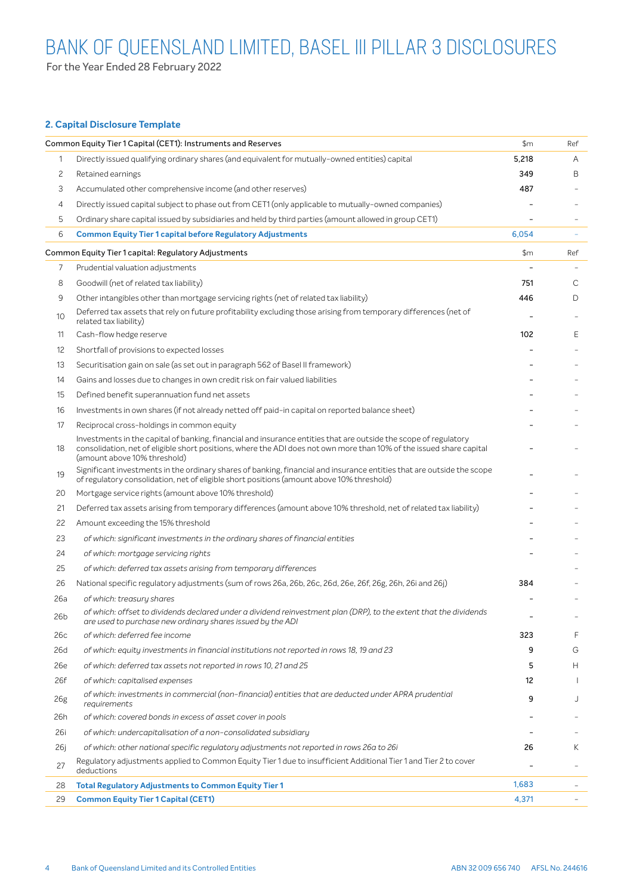# BANK OF QUEENSLAND LIMITED, BASEL III PILLAR 3 DISCLOSURES

For the Year Ended 28 February 2022

## 2. Capital Disclosure Template

| | Common Equity Tier 1 Capital (CET1): Instruments and Reserves | $m | Ref |
|---|---|---|---|
| 1 | Directly issued qualifying ordinary shares (and equivalent for mutually-owned entities) capital | **5,218** | A |
| 2 | Retained earnings | **349** | B |
| 3 | Accumulated other comprehensive income (and other reserves) | **487** | - |
| 4 | Directly issued capital subject to phase out from CET1 (only applicable to mutually-owned companies) | - | - |
| 5 | Ordinary share capital issued by subsidiaries and held by third parties (amount allowed in group CET1) | - | - |
| 6 | **Common Equity Tier 1 capital before Regulatory Adjustments** | 6,054 | - |
| | **Common Equity Tier 1 capital: Regulatory Adjustments** | **$m** | **Ref** |
| 7 | Prudential valuation adjustments | - | - |
| 8 | Goodwill (net of related tax liability) | **751** | C |
| 9 | Other intangibles other than mortgage servicing rights (net of related tax liability) | **446** | D |
| 10 | Deferred tax assets that rely on future profitability excluding those arising from temporary differences (net of related tax liability) | - | - |
| 11 | Cash-flow hedge reserve | **102** | E |
| 12 | Shortfall of provisions to expected losses | - | - |
| 13 | Securitisation gain on sale (as set out in paragraph 562 of Basel II framework) | - | - |
| 14 | Gains and losses due to changes in own credit risk on fair valued liabilities | - | - |
| 15 | Defined benefit superannuation fund net assets | - | - |
| 16 | Investments in own shares (if not already netted off paid-in capital on reported balance sheet) | - | - |
| 17 | Reciprocal cross-holdings in common equity | - | - |
| 18 | Investments in the capital of banking, financial and insurance entities that are outside the scope of regulatory consolidation, net of eligible short positions, where the ADI does not own more than 10% of the issued share capital (amount above 10% threshold) | - | - |
| 19 | Significant investments in the ordinary shares of banking, financial and insurance entities that are outside the scope of regulatory consolidation, net of eligible short positions (amount above 10% threshold) | - | - |
| 20 | Mortgage service rights (amount above 10% threshold) | - | - |
| 21 | Deferred tax assets arising from temporary differences (amount above 10% threshold, net of related tax liability) | - | - |
| 22 | Amount exceeding the 15% threshold | - | - |
| 23 | *of which: significant investments in the ordinary shares of financial entities* | - | - |
| 24 | *of which: mortgage servicing rights* | - | - |
| 25 | *of which: deferred tax assets arising from temporary differences* | - | - |
| 26 | National specific regulatory adjustments (sum of rows 26a, 26b, 26c, 26d, 26e, 26f, 26g, 26h, 26i and 26j) | **384** | - |
| 26a | *of which: treasury shares* | - | - |
| 26b | *of which: offset to dividends declared under a dividend reinvestment plan (DRP), to the extent that the dividends are used to purchase new ordinary shares issued by the ADI* | - | - |
| 26c | *of which: deferred fee income* | **323** | F |
| 26d | *of which: equity investments in financial institutions not reported in rows 18, 19 and 23* | **9** | G |
| 26e | *of which: deferred tax assets not reported in rows 10, 21 and 25* | **5** | H |
| 26f | *of which: capitalised expenses* | **12** | I |
| 26g | *of which: investments in commercial (non-financial) entities that are deducted under APRA prudential requirements* | **9** | J |
| 26h | *of which: covered bonds in excess of asset cover in pools* | - | - |
| 26i | *of which: undercapitalisation of a non-consolidated subsidiary* | - | - |
| 26j | *of which: other national specific regulatory adjustments not reported in rows 26a to 26i* | **26** | K |
| 27 | Regulatory adjustments applied to Common Equity Tier 1 due to insufficient Additional Tier 1 and Tier 2 to cover deductions | - | - |
| 28 | **Total Regulatory Adjustments to Common Equity Tier 1** | 1,683 | - |
| 29 | **Common Equity Tier 1 Capital (CET1)** | 4,371 | - |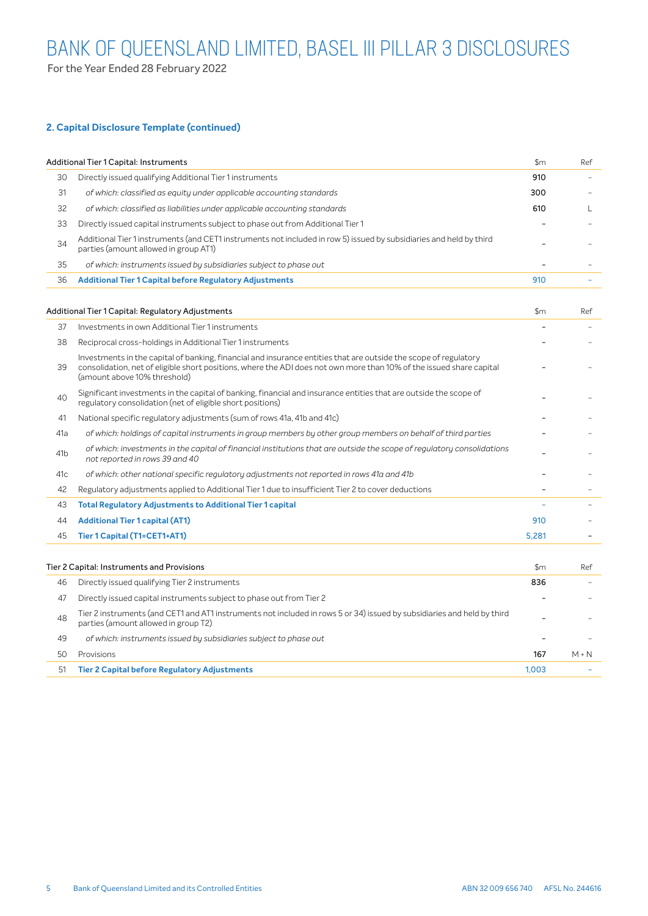# BANK OF QUEENSLAND LIMITED, BASEL III PILLAR 3 DISCLOSURES

For the Year Ended 28 February 2022

## 2. Capital Disclosure Template (continued)

| | Additional Tier 1 Capital: Instruments | $m | Ref |
|---|---|---|---|
| 30 | Directly issued qualifying Additional Tier 1 instruments | **910** | – |
| 31 | *of which: classified as equity under applicable accounting standards* | **300** | – |
| 32 | *of which: classified as liabilities under applicable accounting standards* | **610** | L |
| 33 | Directly issued capital instruments subject to phase out from Additional Tier 1 | – | – |
| 34 | Additional Tier 1 instruments (and CET1 instruments not included in row 5) issued by subsidiaries and held by third parties (amount allowed in group AT1) | – | – |
| 35 | *of which: instruments issued by subsidiaries subject to phase out* | – | – |
| 36 | **Additional Tier 1 Capital before Regulatory Adjustments** | 910 | – |

| | Additional Tier 1 Capital: Regulatory Adjustments | $m | Ref |
|---|---|---|---|
| 37 | Investments in own Additional Tier 1 instruments | – | – |
| 38 | Reciprocal cross-holdings in Additional Tier 1 instruments | – | – |
| 39 | Investments in the capital of banking, financial and insurance entities that are outside the scope of regulatory consolidation, net of eligible short positions, where the ADI does not own more than 10% of the issued share capital (amount above 10% threshold) | – | – |
| 40 | Significant investments in the capital of banking, financial and insurance entities that are outside the scope of regulatory consolidation (net of eligible short positions) | – | – |
| 41 | National specific regulatory adjustments (sum of rows 41a, 41b and 41c) | – | – |
| 41a | *of which: holdings of capital instruments in group members by other group members on behalf of third parties* | – | – |
| 41b | *of which: investments in the capital of financial institutions that are outside the scope of regulatory consolidations not reported in rows 39 and 40* | – | – |
| 41c | *of which: other national specific regulatory adjustments not reported in rows 41a and 41b* | – | – |
| 42 | Regulatory adjustments applied to Additional Tier 1 due to insufficient Tier 2 to cover deductions | – | – |
| 43 | **Total Regulatory Adjustments to Additional Tier 1 capital** | – | – |
| 44 | **Additional Tier 1 capital (AT1)** | 910 | – |
| 45 | **Tier 1 Capital (T1=CET1+AT1)** | 5,281 | – |

| | Tier 2 Capital: Instruments and Provisions | $m | Ref |
|---|---|---|---|
| 46 | Directly issued qualifying Tier 2 instruments | **836** | – |
| 47 | Directly issued capital instruments subject to phase out from Tier 2 | – | – |
| 48 | Tier 2 instruments (and CET1 and AT1 instruments not included in rows 5 or 34) issued by subsidiaries and held by third parties (amount allowed in group T2) | – | – |
| 49 | *of which: instruments issued by subsidiaries subject to phase out* | – | – |
| 50 | Provisions | **167** | M + N |
| 51 | **Tier 2 Capital before Regulatory Adjustments** | 1,003 | – |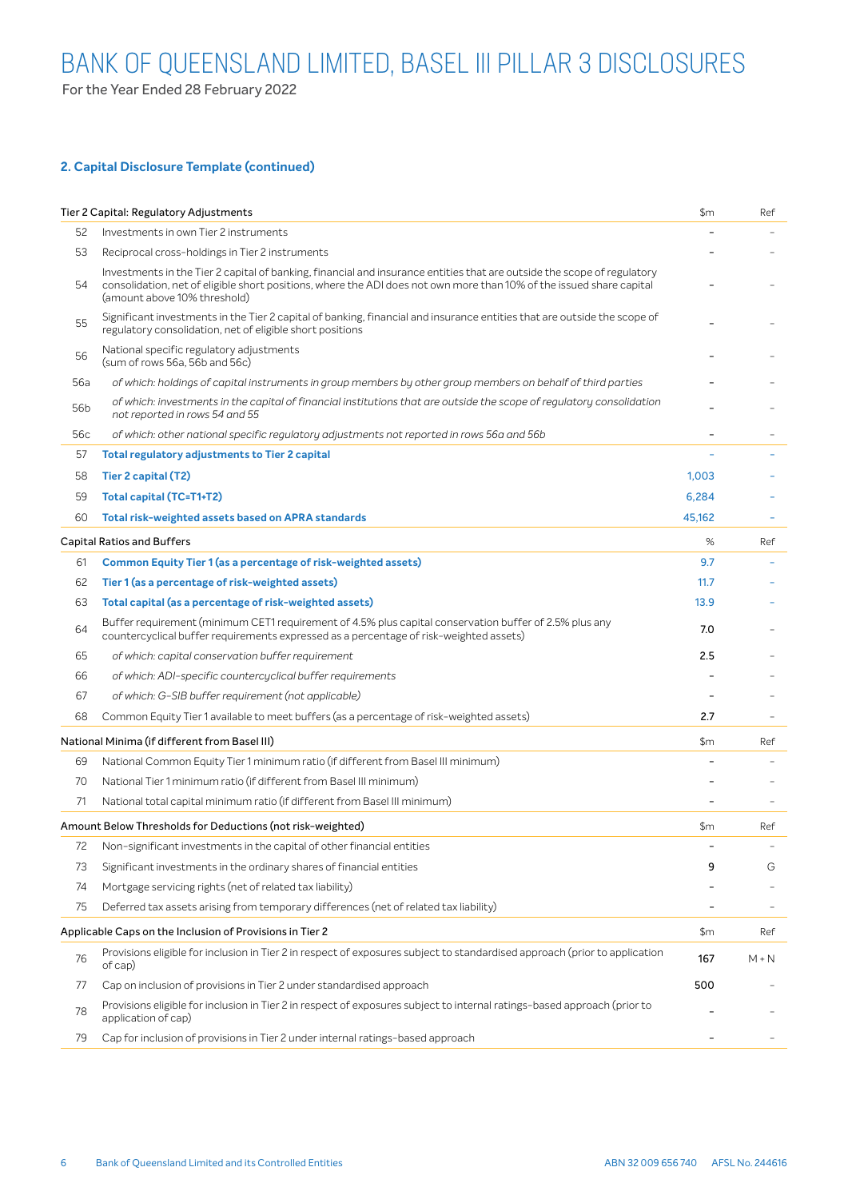# BANK OF QUEENSLAND LIMITED, BASEL III PILLAR 3 DISCLOSURES

For the Year Ended 28 February 2022

## 2. Capital Disclosure Template (continued)

| | Tier 2 Capital: Regulatory Adjustments | $m | Ref |
|---|---|---|---|
| 52 | Investments in own Tier 2 instruments | - | - |
| 53 | Reciprocal cross-holdings in Tier 2 instruments | - | - |
| 54 | Investments in the Tier 2 capital of banking, financial and insurance entities that are outside the scope of regulatory consolidation, net of eligible short positions, where the ADI does not own more than 10% of the issued share capital (amount above 10% threshold) | - | - |
| 55 | Significant investments in the Tier 2 capital of banking, financial and insurance entities that are outside the scope of regulatory consolidation, net of eligible short positions | - | - |
| 56 | National specific regulatory adjustments (sum of rows 56a, 56b and 56c) | - | - |
| 56a | *of which: holdings of capital instruments in group members by other group members on behalf of third parties* | - | - |
| 56b | *of which: investments in the capital of financial institutions that are outside the scope of regulatory consolidation not reported in rows 54 and 55* | - | - |
| 56c | *of which: other national specific regulatory adjustments not reported in rows 56a and 56b* | - | - |
| 57 | **Total regulatory adjustments to Tier 2 capital** | - | - |
| 58 | **Tier 2 capital (T2)** | 1,003 | - |
| 59 | **Total capital (TC=T1+T2)** | 6,284 | - |
| 60 | **Total risk-weighted assets based on APRA standards** | 45,162 | - |

| | Capital Ratios and Buffers | % | Ref |
|---|---|---|---|
| 61 | **Common Equity Tier 1 (as a percentage of risk-weighted assets)** | 9.7 | - |
| 62 | **Tier 1 (as a percentage of risk-weighted assets)** | 11.7 | - |
| 63 | **Total capital (as a percentage of risk-weighted assets)** | 13.9 | - |
| 64 | Buffer requirement (minimum CET1 requirement of 4.5% plus capital conservation buffer of 2.5% plus any countercyclical buffer requirements expressed as a percentage of risk-weighted assets) | 7.0 | - |
| 65 | *of which: capital conservation buffer requirement* | 2.5 | - |
| 66 | *of which: ADI-specific countercyclical buffer requirements* | - | - |
| 67 | *of which: G-SIB buffer requirement (not applicable)* | - | - |
| 68 | Common Equity Tier 1 available to meet buffers (as a percentage of risk-weighted assets) | 2.7 | - |

| | National Minima (if different from Basel III) | $m | Ref |
|---|---|---|---|
| 69 | National Common Equity Tier 1 minimum ratio (if different from Basel III minimum) | - | - |
| 70 | National Tier 1 minimum ratio (if different from Basel III minimum) | - | - |
| 71 | National total capital minimum ratio (if different from Basel III minimum) | - | - |

| | Amount Below Thresholds for Deductions (not risk-weighted) | $m | Ref |
|---|---|---|---|
| 72 | Non-significant investments in the capital of other financial entities | - | - |
| 73 | Significant investments in the ordinary shares of financial entities | 9 | G |
| 74 | Mortgage servicing rights (net of related tax liability) | - | - |
| 75 | Deferred tax assets arising from temporary differences (net of related tax liability) | - | - |

| | Applicable Caps on the Inclusion of Provisions in Tier 2 | $m | Ref |
|---|---|---|---|
| 76 | Provisions eligible for inclusion in Tier 2 in respect of exposures subject to standardised approach (prior to application of cap) | 167 | M + N |
| 77 | Cap on inclusion of provisions in Tier 2 under standardised approach | 500 | - |
| 78 | Provisions eligible for inclusion in Tier 2 in respect of exposures subject to internal ratings-based approach (prior to application of cap) | - | - |
| 79 | Cap for inclusion of provisions in Tier 2 under internal ratings-based approach | - | - |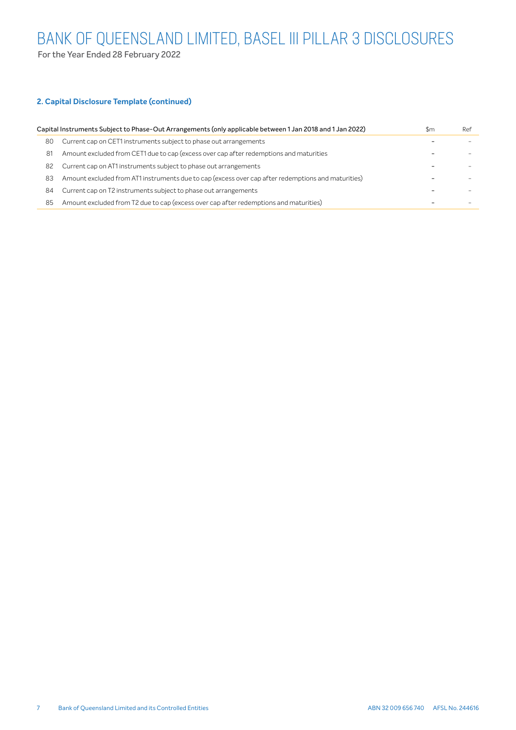## 2. Capital Disclosure Template (continued)

| | Capital Instruments Subject to Phase-Out Arrangements (only applicable between 1 Jan 2018 and 1 Jan 2022) | $m | Ref |
|---|---|---|---|
| 80 | Current cap on CET1 instruments subject to phase out arrangements | - | - |
| 81 | Amount excluded from CET1 due to cap (excess over cap after redemptions and maturities | - | - |
| 82 | Current cap on AT1 instruments subject to phase out arrangements | - | - |
| 83 | Amount excluded from AT1 instruments due to cap (excess over cap after redemptions and maturities) | - | - |
| 84 | Current cap on T2 instruments subject to phase out arrangements | - | - |
| 85 | Amount excluded from T2 due to cap (excess over cap after redemptions and maturities) | - | - |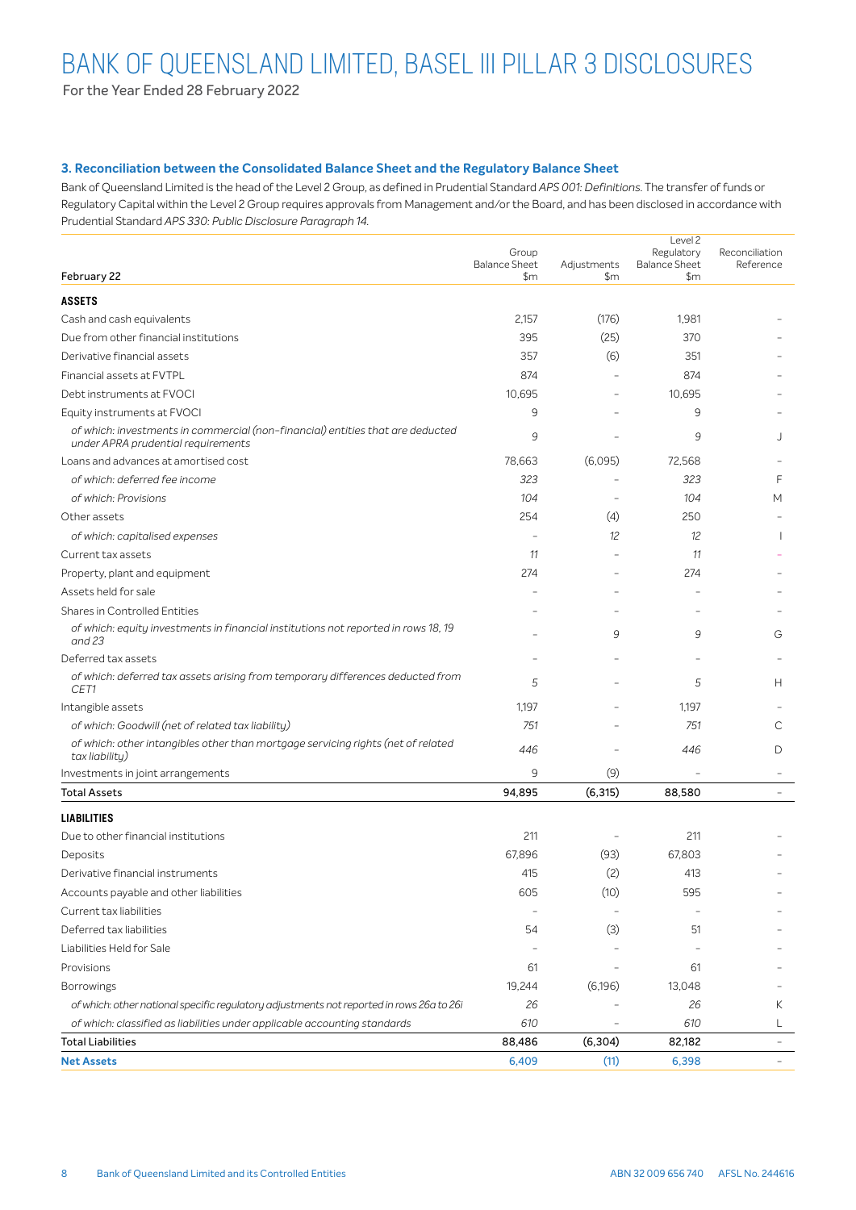# BANK OF QUEENSLAND LIMITED, BASEL III PILLAR 3 DISCLOSURES

For the Year Ended 28 February 2022

### 3. Reconciliation between the Consolidated Balance Sheet and the Regulatory Balance Sheet

Bank of Queensland Limited is the head of the Level 2 Group, as defined in Prudential Standard *APS 001: Definitions*. The transfer of funds or Regulatory Capital within the Level 2 Group requires approvals from Management and/or the Board, and has been disclosed in accordance with Prudential Standard *APS 330: Public Disclosure Paragraph 14*.

| February 22 | Group Balance Sheet $m | Adjustments $m | Level 2 Regulatory Balance Sheet $m | Reconciliation Reference |
|---|---|---|---|---|
| **ASSETS** | | | | |
| Cash and cash equivalents | 2,157 | (176) | 1,981 | – |
| Due from other financial institutions | 395 | (25) | 370 | – |
| Derivative financial assets | 357 | (6) | 351 | – |
| Financial assets at FVTPL | 874 | – | 874 | – |
| Debt instruments at FVOCI | 10,695 | – | 10,695 | – |
| Equity instruments at FVOCI | 9 | – | 9 | – |
| *of which: investments in commercial (non-financial) entities that are deducted under APRA prudential requirements* | *9* | – | *9* | J |
| Loans and advances at amortised cost | 78,663 | (6,095) | 72,568 | – |
| *of which: deferred fee income* | *323* | – | *323* | F |
| *of which: Provisions* | *104* | – | *104* | M |
| Other assets | 254 | (4) | 250 | – |
| *of which: capitalised expenses* | – | *12* | *12* | I |
| Current tax assets | *11* | – | *11* | – |
| Property, plant and equipment | 274 | – | 274 | – |
| Assets held for sale | – | – | – | – |
| Shares in Controlled Entities | – | – | – | – |
| *of which: equity investments in financial institutions not reported in rows 18, 19 and 23* | – | *9* | *9* | G |
| Deferred tax assets | – | – | – | – |
| *of which: deferred tax assets arising from temporary differences deducted from CET1* | *5* | – | *5* | H |
| Intangible assets | 1,197 | – | 1,197 | – |
| *of which: Goodwill (net of related tax liability)* | *751* | – | *751* | C |
| *of which: other intangibles other than mortgage servicing rights (net of related tax liability)* | *446* | – | *446* | D |
| Investments in joint arrangements | 9 | (9) | – | – |
| **Total Assets** | **94,895** | **(6,315)** | **88,580** | – |
| **LIABILITIES** | | | | |
| Due to other financial institutions | 211 | – | 211 | – |
| Deposits | 67,896 | (93) | 67,803 | – |
| Derivative financial instruments | 415 | (2) | 413 | – |
| Accounts payable and other liabilities | 605 | (10) | 595 | – |
| Current tax liabilities | – | – | – | – |
| Deferred tax liabilities | 54 | (3) | 51 | – |
| Liabilities Held for Sale | – | – | – | – |
| Provisions | 61 | – | 61 | – |
| Borrowings | 19,244 | (6,196) | 13,048 | – |
| *of which: other national specific regulatory adjustments not reported in rows 26a to 26i* | *26* | – | *26* | K |
| *of which: classified as liabilities under applicable accounting standards* | *610* | – | *610* | L |
| **Total Liabilities** | **88,486** | **(6,304)** | **82,182** | – |
| **Net Assets** | **6,409** | **(11)** | **6,398** | – |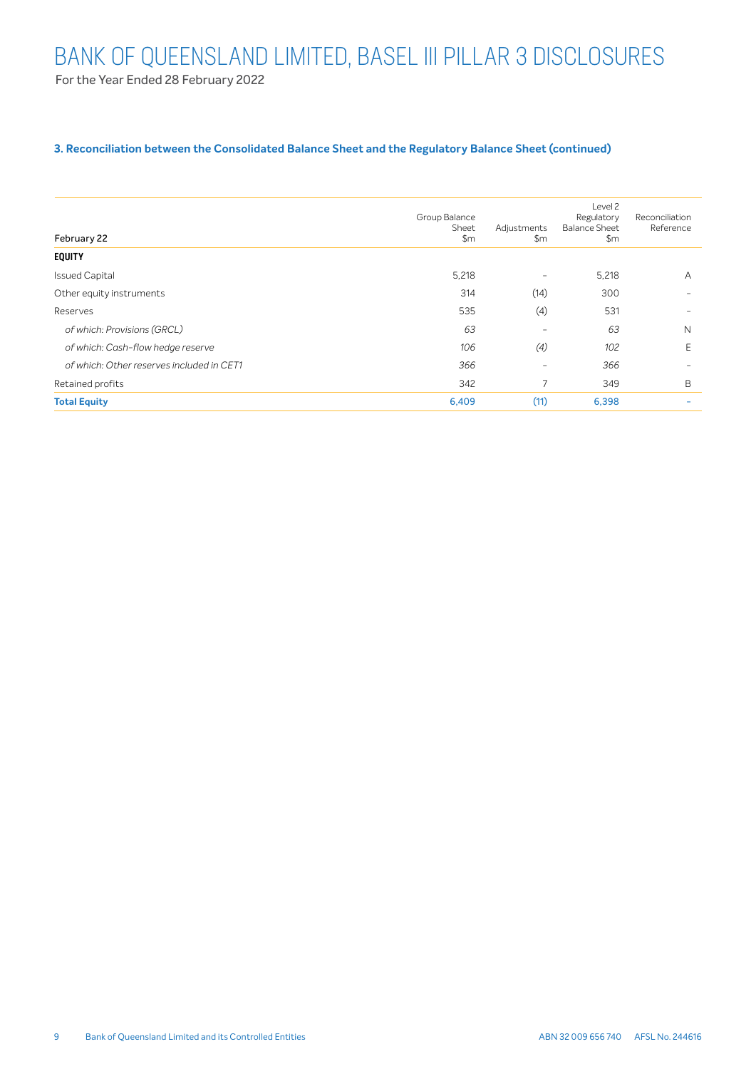# BANK OF QUEENSLAND LIMITED, BASEL III PILLAR 3 DISCLOSURES

For the Year Ended 28 February 2022

### 3. Reconciliation between the Consolidated Balance Sheet and the Regulatory Balance Sheet (continued)

| February 22 | Group Balance Sheet $m | Adjustments $m | Level 2 Regulatory Balance Sheet $m | Reconciliation Reference |
|---|---|---|---|---|
| **EQUITY** | | | | |
| Issued Capital | 5,218 | - | 5,218 | A |
| Other equity instruments | 314 | (14) | 300 | - |
| Reserves | 535 | (4) | 531 | - |
| *of which: Provisions (GRCL)* | *63* | - | *63* | N |
| *of which: Cash-flow hedge reserve* | *106* | *(4)* | *102* | E |
| *of which: Other reserves included in CET1* | *366* | - | *366* | - |
| Retained profits | 342 | 7 | 349 | B |
| **Total Equity** | **6,409** | **(11)** | **6,398** | - |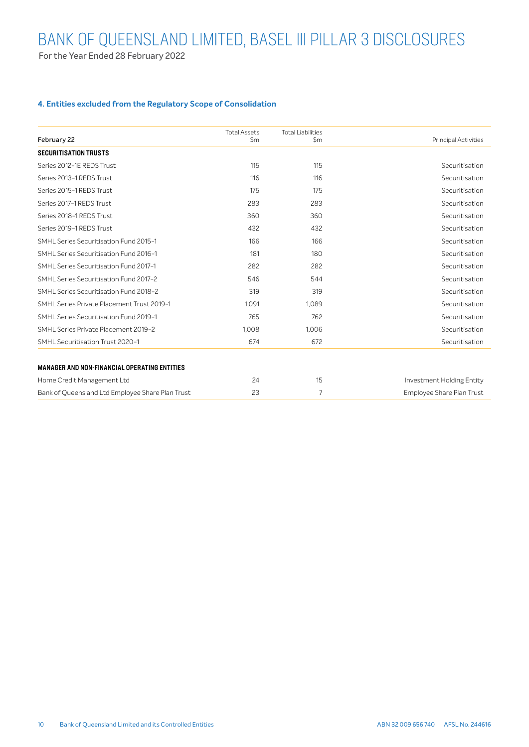# BANK OF QUEENSLAND LIMITED, BASEL III PILLAR 3 DISCLOSURES

For the Year Ended 28 February 2022

### 4. Entities excluded from the Regulatory Scope of Consolidation

| February 22 | Total Assets $m | Total Liabilities $m | Principal Activities |
|---|---|---|---|
| **SECURITISATION TRUSTS** | | | |
| Series 2012-1E REDS Trust | 115 | 115 | Securitisation |
| Series 2013-1 REDS Trust | 116 | 116 | Securitisation |
| Series 2015-1 REDS Trust | 175 | 175 | Securitisation |
| Series 2017-1 REDS Trust | 283 | 283 | Securitisation |
| Series 2018-1 REDS Trust | 360 | 360 | Securitisation |
| Series 2019-1 REDS Trust | 432 | 432 | Securitisation |
| SMHL Series Securitisation Fund 2015-1 | 166 | 166 | Securitisation |
| SMHL Series Securitisation Fund 2016-1 | 181 | 180 | Securitisation |
| SMHL Series Securitisation Fund 2017-1 | 282 | 282 | Securitisation |
| SMHL Series Securitisation Fund 2017-2 | 546 | 544 | Securitisation |
| SMHL Series Securitisation Fund 2018-2 | 319 | 319 | Securitisation |
| SMHL Series Private Placement Trust 2019-1 | 1,091 | 1,089 | Securitisation |
| SMHL Series Securitisation Fund 2019-1 | 765 | 762 | Securitisation |
| SMHL Series Private Placement 2019-2 | 1,008 | 1,006 | Securitisation |
| SMHL Securitisation Trust 2020-1 | 674 | 672 | Securitisation |
| **MANAGER AND NON-FINANCIAL OPERATING ENTITIES** | | | |
| Home Credit Management Ltd | 24 | 15 | Investment Holding Entity |
| Bank of Queensland Ltd Employee Share Plan Trust | 23 | 7 | Employee Share Plan Trust |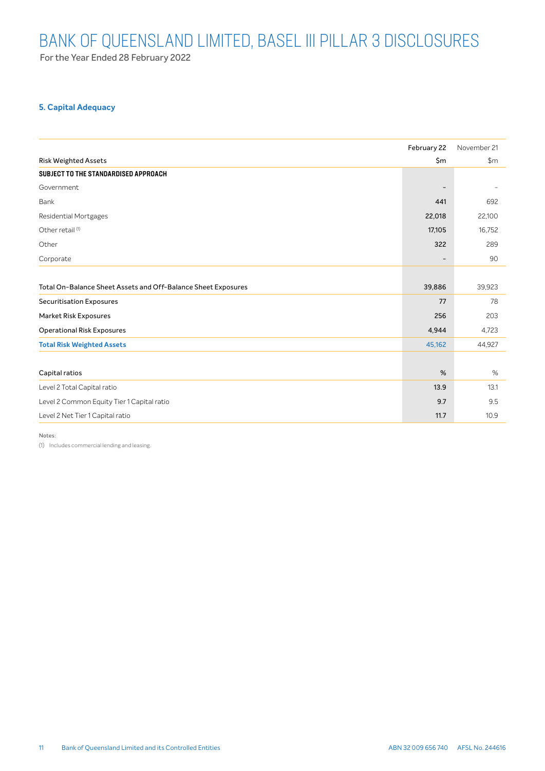# BANK OF QUEENSLAND LIMITED, BASEL III PILLAR 3 DISCLOSURES

For the Year Ended 28 February 2022

## 5. Capital Adequacy

| Risk Weighted Assets | February 22 $m | November 21 $m |
|---|---|---|
| **SUBJECT TO THE STANDARDISED APPROACH** | | |
| Government | - | - |
| Bank | 441 | 692 |
| Residential Mortgages | 22,018 | 22,100 |
| Other retail [1] | 17,105 | 16,752 |
| Other | 322 | 289 |
| Corporate | - | 90 |
| Total On-Balance Sheet Assets and Off-Balance Sheet Exposures | 39,886 | 39,923 |
| Securitisation Exposures | 77 | 78 |
| Market Risk Exposures | 256 | 203 |
| Operational Risk Exposures | 4,944 | 4,723 |
| **Total Risk Weighted Assets** | **45,162** | **44,927** |

| Capital ratios | % | % |
|---|---|---|
| Level 2 Total Capital ratio | 13.9 | 13.1 |
| Level 2 Common Equity Tier 1 Capital ratio | 9.7 | 9.5 |
| Level 2 Net Tier 1 Capital ratio | 11.7 | 10.9 |

Notes:

(1) Includes commercial lending and leasing.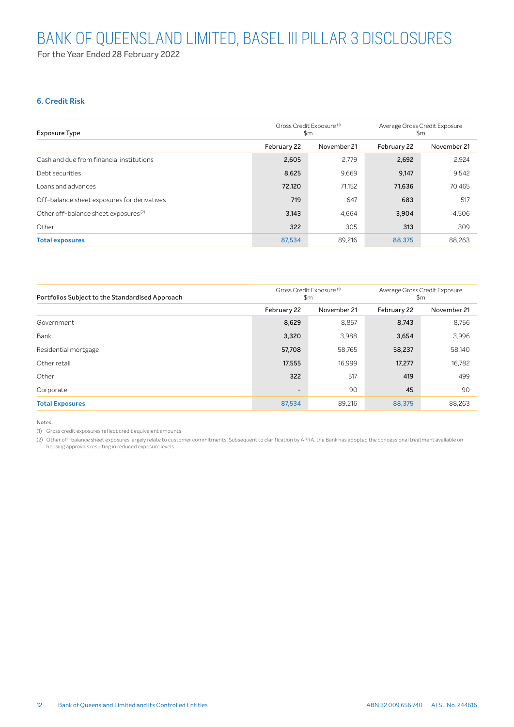# BANK OF QUEENSLAND LIMITED, BASEL III PILLAR 3 DISCLOSURES

For the Year Ended 28 February 2022

## 6. Credit Risk

| Exposure Type | Gross Credit Exposure [1] $m | | Average Gross Credit Exposure $m | |
|---|---|---|---|---|
| | February 22 | November 21 | February 22 | November 21 |
| Cash and due from financial institutions | 2,605 | 2,779 | 2,692 | 2,924 |
| Debt securities | 8,625 | 9,669 | 9,147 | 9,542 |
| Loans and advances | 72,120 | 71,152 | 71,636 | 70,465 |
| Off-balance sheet exposures for derivatives | 719 | 647 | 683 | 517 |
| Other off-balance sheet exposures [2] | 3,143 | 4,664 | 3,904 | 4,506 |
| Other | 322 | 305 | 313 | 309 |
| **Total exposures** | 87,534 | 89,216 | 88,375 | 88,263 |

| Portfolios Subject to the Standardised Approach | Gross Credit Exposure [1] $m | | Average Gross Credit Exposure $m | |
|---|---|---|---|---|
| | February 22 | November 21 | February 22 | November 21 |
| Government | 8,629 | 8,857 | 8,743 | 8,756 |
| Bank | 3,320 | 3,988 | 3,654 | 3,996 |
| Residential mortgage | 57,708 | 58,765 | 58,237 | 58,140 |
| Other retail | 17,555 | 16,999 | 17,277 | 16,782 |
| Other | 322 | 517 | 419 | 499 |
| Corporate | - | 90 | 45 | 90 |
| **Total Exposures** | 87,534 | 89,216 | 88,375 | 88,263 |

Notes:

(1) Gross credit exposures reflect credit equivalent amounts.

(2) Other off-balance sheet exposures largely relate to customer commitments. Subsequent to clarification by APRA, the Bank has adopted the concessional treatment available on housing approvals resulting in reduced exposure levels.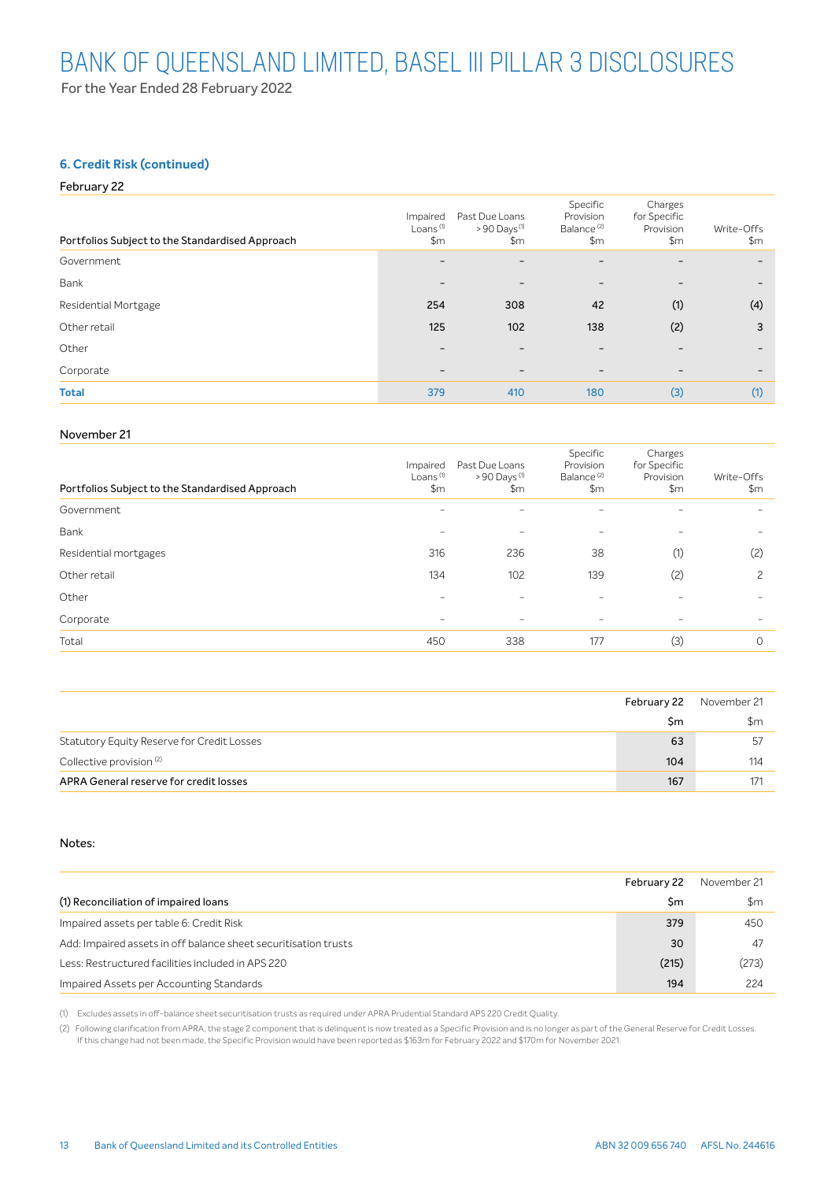## 6. Credit Risk (continued)

February 22

| Portfolios Subject to the Standardised Approach | Impaired Loans [1] $m | Past Due Loans > 90 Days [1] $m | Specific Provision Balance [2] $m | Charges for Specific Provision $m | Write-Offs $m |
|---|---|---|---|---|---|
| Government | – | – | – | – | – |
| Bank | – | – | – | – | – |
| Residential Mortgage | 254 | 308 | 42 | (1) | (4) |
| Other retail | 125 | 102 | 138 | (2) | 3 |
| Other | – | – | – | – | – |
| Corporate | – | – | – | – | – |
| **Total** | 379 | 410 | 180 | (3) | (1) |

November 21

| Portfolios Subject to the Standardised Approach | Impaired Loans [1] $m | Past Due Loans > 90 Days [1] $m | Specific Provision Balance [2] $m | Charges for Specific Provision $m | Write-Offs $m |
|---|---|---|---|---|---|
| Government | – | – | – | – | – |
| Bank | – | – | – | – | – |
| Residential mortgages | 316 | 236 | 38 | (1) | (2) |
| Other retail | 134 | 102 | 139 | (2) | 2 |
| Other | – | – | – | – | – |
| Corporate | – | – | – | – | – |
| Total | 450 | 338 | 177 | (3) | 0 |

| | February 22 $m | November 21 $m |
|---|---|---|
| Statutory Equity Reserve for Credit Losses | 63 | 57 |
| Collective provision [2] | 104 | 114 |
| APRA General reserve for credit losses | 167 | 171 |

Notes:

| (1) Reconciliation of impaired loans | February 22 $m | November 21 $m |
|---|---|---|
| Impaired assets per table 6: Credit Risk | 379 | 450 |
| Add: Impaired assets in off balance sheet securitisation trusts | 30 | 47 |
| Less: Restructured facilities included in APS 220 | (215) | (273) |
| Impaired Assets per Accounting Standards | 194 | 224 |

(1) Excludes assets in off-balance sheet securitisation trusts as required under APRA Prudential Standard APS 220 Credit Quality.

(2) Following clarification from APRA, the stage 2 component that is delinquent is now treated as a Specific Provision and is no longer as part of the General Reserve for Credit Losses. If this change had not been made, the Specific Provision would have been reported as $163m for February 2022 and $170m for November 2021.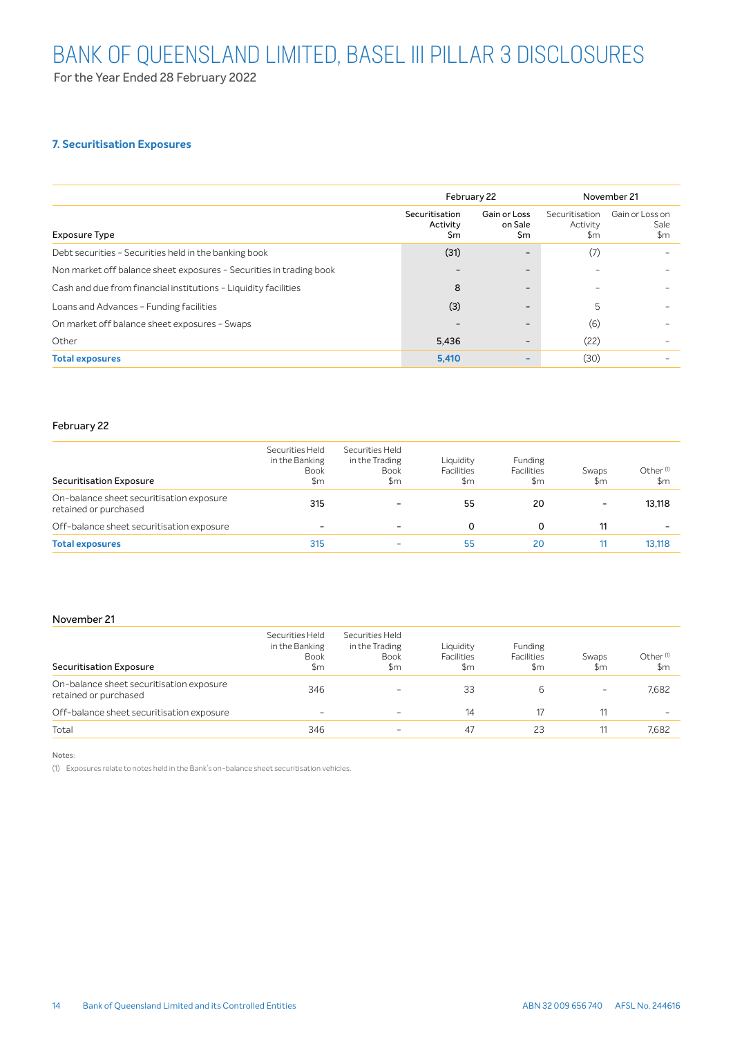### 7. Securitisation Exposures

| Exposure Type | February 22 Securitisation Activity $m | February 22 Gain or Loss on Sale $m | November 21 Securitisation Activity $m | November 21 Gain or Loss on Sale $m |
|---|---|---|---|---|
| Debt securities – Securities held in the banking book | (31) | – | (7) | – |
| Non market off balance sheet exposures – Securities in trading book | – | – | – | – |
| Cash and due from financial institutions – Liquidity facilities | 8 | – | – | – |
| Loans and Advances – Funding facilities | (3) | – | 5 | – |
| On market off balance sheet exposures – Swaps | – | – | (6) | – |
| Other | 5,436 | – | (22) | – |
| **Total exposures** | **5,410** | **–** | (30) | – |

February 22

| Securitisation Exposure | Securities Held in the Banking Book $m | Securities Held in the Trading Book $m | Liquidity Facilities $m | Funding Facilities $m | Swaps $m | Other [(1)] $m |
|---|---|---|---|---|---|---|
| On-balance sheet securitisation exposure retained or purchased | 315 | – | 55 | 20 | – | 13,118 |
| Off-balance sheet securitisation exposure | – | – | 0 | 0 | 11 | – |
| **Total exposures** | **315** | **–** | **55** | **20** | **11** | **13,118** |

November 21

| Securitisation Exposure | Securities Held in the Banking Book $m | Securities Held in the Trading Book $m | Liquidity Facilities $m | Funding Facilities $m | Swaps $m | Other [(1)] $m |
|---|---|---|---|---|---|---|
| On-balance sheet securitisation exposure retained or purchased | 346 | – | 33 | 6 | – | 7,682 |
| Off-balance sheet securitisation exposure | – | – | 14 | 17 | 11 | – |
| Total | 346 | – | 47 | 23 | 11 | 7,682 |

Notes:

(1) Exposures relate to notes held in the Bank's on-balance sheet securitisation vehicles.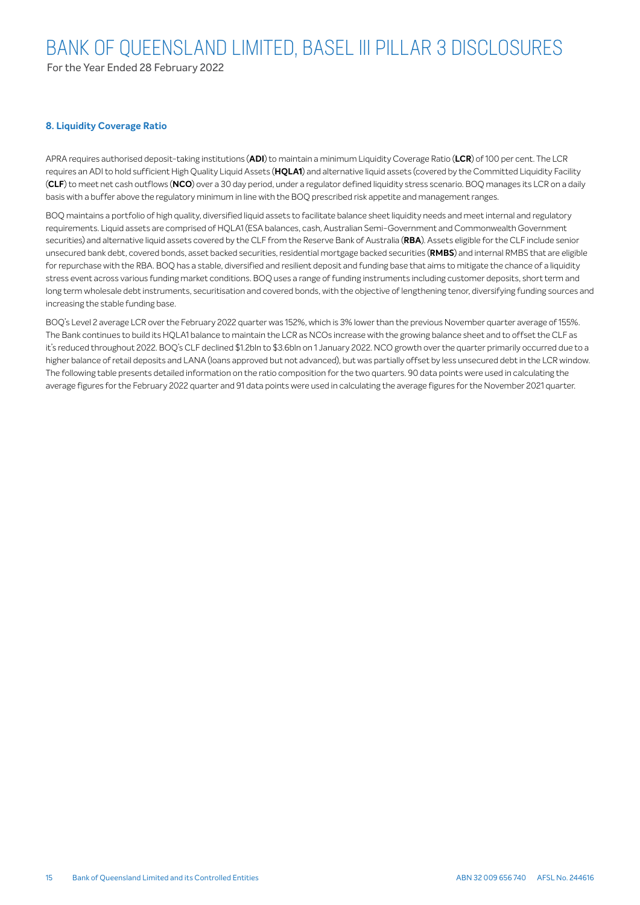## 8. Liquidity Coverage Ratio

APRA requires authorised deposit-taking institutions (**ADI**) to maintain a minimum Liquidity Coverage Ratio (**LCR**) of 100 per cent. The LCR requires an ADI to hold sufficient High Quality Liquid Assets (**HQLA1**) and alternative liquid assets (covered by the Committed Liquidity Facility (**CLF**) to meet net cash outflows (**NCO**) over a 30 day period, under a regulator defined liquidity stress scenario. BOQ manages its LCR on a daily basis with a buffer above the regulatory minimum in line with the BOQ prescribed risk appetite and management ranges.

BOQ maintains a portfolio of high quality, diversified liquid assets to facilitate balance sheet liquidity needs and meet internal and regulatory requirements. Liquid assets are comprised of HQLA1 (ESA balances, cash, Australian Semi-Government and Commonwealth Government securities) and alternative liquid assets covered by the CLF from the Reserve Bank of Australia (**RBA**). Assets eligible for the CLF include senior unsecured bank debt, covered bonds, asset backed securities, residential mortgage backed securities (**RMBS**) and internal RMBS that are eligible for repurchase with the RBA. BOQ has a stable, diversified and resilient deposit and funding base that aims to mitigate the chance of a liquidity stress event across various funding market conditions. BOQ uses a range of funding instruments including customer deposits, short term and long term wholesale debt instruments, securitisation and covered bonds, with the objective of lengthening tenor, diversifying funding sources and increasing the stable funding base.

BOQ's Level 2 average LCR over the February 2022 quarter was 152%, which is 3% lower than the previous November quarter average of 155%. The Bank continues to build its HQLA1 balance to maintain the LCR as NCOs increase with the growing balance sheet and to offset the CLF as it's reduced throughout 2022. BOQ's CLF declined $1.2bln to $3.6bln on 1 January 2022. NCO growth over the quarter primarily occurred due to a higher balance of retail deposits and LANA (loans approved but not advanced), but was partially offset by less unsecured debt in the LCR window. The following table presents detailed information on the ratio composition for the two quarters. 90 data points were used in calculating the average figures for the February 2022 quarter and 91 data points were used in calculating the average figures for the November 2021 quarter.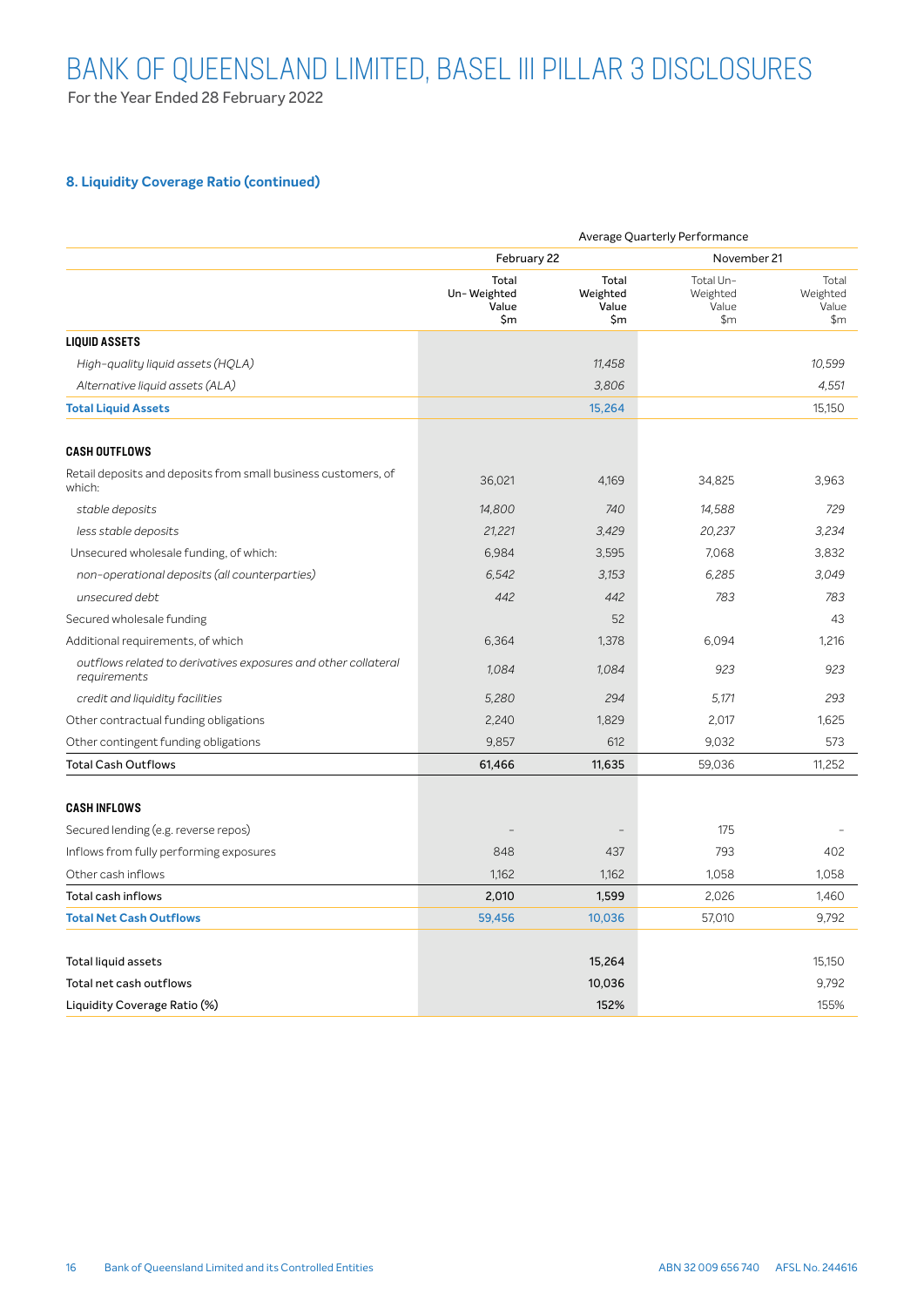# BANK OF QUEENSLAND LIMITED, BASEL III PILLAR 3 DISCLOSURES

For the Year Ended 28 February 2022

### 8. Liquidity Coverage Ratio (continued)

| | Average Quarterly Performance | | | |
|---|---|---|---|---|
| | February 22 | | November 21 | |
| | Total Un-Weighted Value $m | Total Weighted Value $m | Total Un-Weighted Value $m | Total Weighted Value $m |
| **LIQUID ASSETS** | | | | |
| *High-quality liquid assets (HQLA)* | | *11,458* | | *10,599* |
| *Alternative liquid assets (ALA)* | | *3,806* | | *4,551* |
| **Total Liquid Assets** | | 15,264 | | 15,150 |
| **CASH OUTFLOWS** | | | | |
| Retail deposits and deposits from small business customers, of which: | 36,021 | 4,169 | 34,825 | 3,963 |
| *stable deposits* | *14,800* | *740* | *14,588* | *729* |
| *less stable deposits* | *21,221* | *3,429* | *20,237* | *3,234* |
| Unsecured wholesale funding, of which: | 6,984 | 3,595 | 7,068 | 3,832 |
| *non-operational deposits (all counterparties)* | *6,542* | *3,153* | *6,285* | *3,049* |
| *unsecured debt* | *442* | *442* | *783* | *783* |
| Secured wholesale funding | | 52 | | 43 |
| Additional requirements, of which | 6,364 | 1,378 | 6,094 | 1,216 |
| *outflows related to derivatives exposures and other collateral requirements* | *1,084* | *1,084* | *923* | *923* |
| *credit and liquidity facilities* | *5,280* | *294* | *5,171* | *293* |
| Other contractual funding obligations | 2,240 | 1,829 | 2,017 | 1,625 |
| Other contingent funding obligations | 9,857 | 612 | 9,032 | 573 |
| Total Cash Outflows | **61,466** | **11,635** | 59,036 | 11,252 |
| **CASH INFLOWS** | | | | |
| Secured lending (e.g. reverse repos) | – | – | 175 | – |
| Inflows from fully performing exposures | 848 | 437 | 793 | 402 |
| Other cash inflows | 1,162 | 1,162 | 1,058 | 1,058 |
| Total cash inflows | **2,010** | **1,599** | 2,026 | 1,460 |
| **Total Net Cash Outflows** | 59,456 | 10,036 | 57,010 | 9,792 |
| Total liquid assets | | **15,264** | | 15,150 |
| Total net cash outflows | | **10,036** | | 9,792 |
| Liquidity Coverage Ratio (%) | | **152%** | | 155% |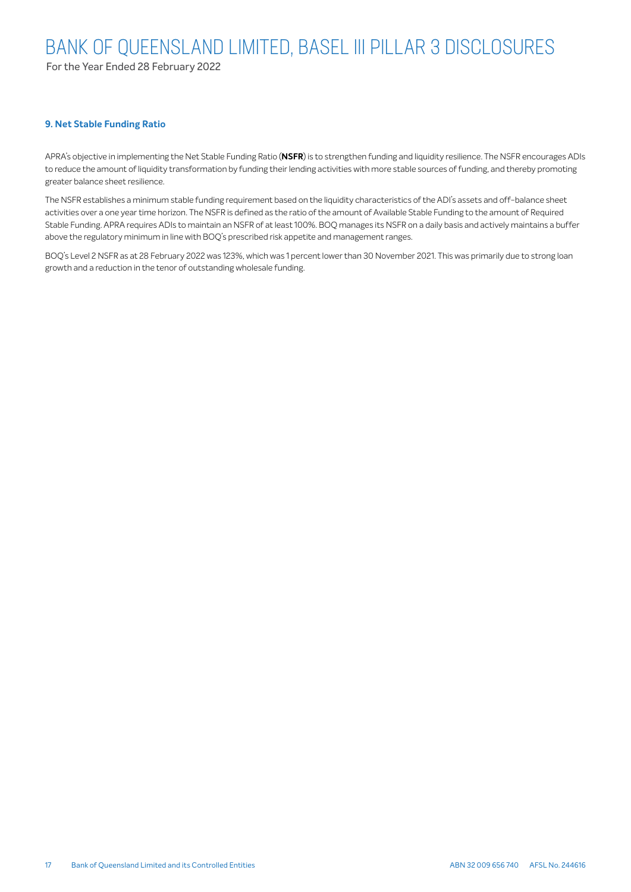## 9. Net Stable Funding Ratio

APRA's objective in implementing the Net Stable Funding Ratio (**NSFR**) is to strengthen funding and liquidity resilience. The NSFR encourages ADIs to reduce the amount of liquidity transformation by funding their lending activities with more stable sources of funding, and thereby promoting greater balance sheet resilience.

The NSFR establishes a minimum stable funding requirement based on the liquidity characteristics of the ADI's assets and off-balance sheet activities over a one year time horizon. The NSFR is defined as the ratio of the amount of Available Stable Funding to the amount of Required Stable Funding. APRA requires ADIs to maintain an NSFR of at least 100%. BOQ manages its NSFR on a daily basis and actively maintains a buffer above the regulatory minimum in line with BOQ's prescribed risk appetite and management ranges.

BOQ's Level 2 NSFR as at 28 February 2022 was 123%, which was 1 percent lower than 30 November 2021. This was primarily due to strong loan growth and a reduction in the tenor of outstanding wholesale funding.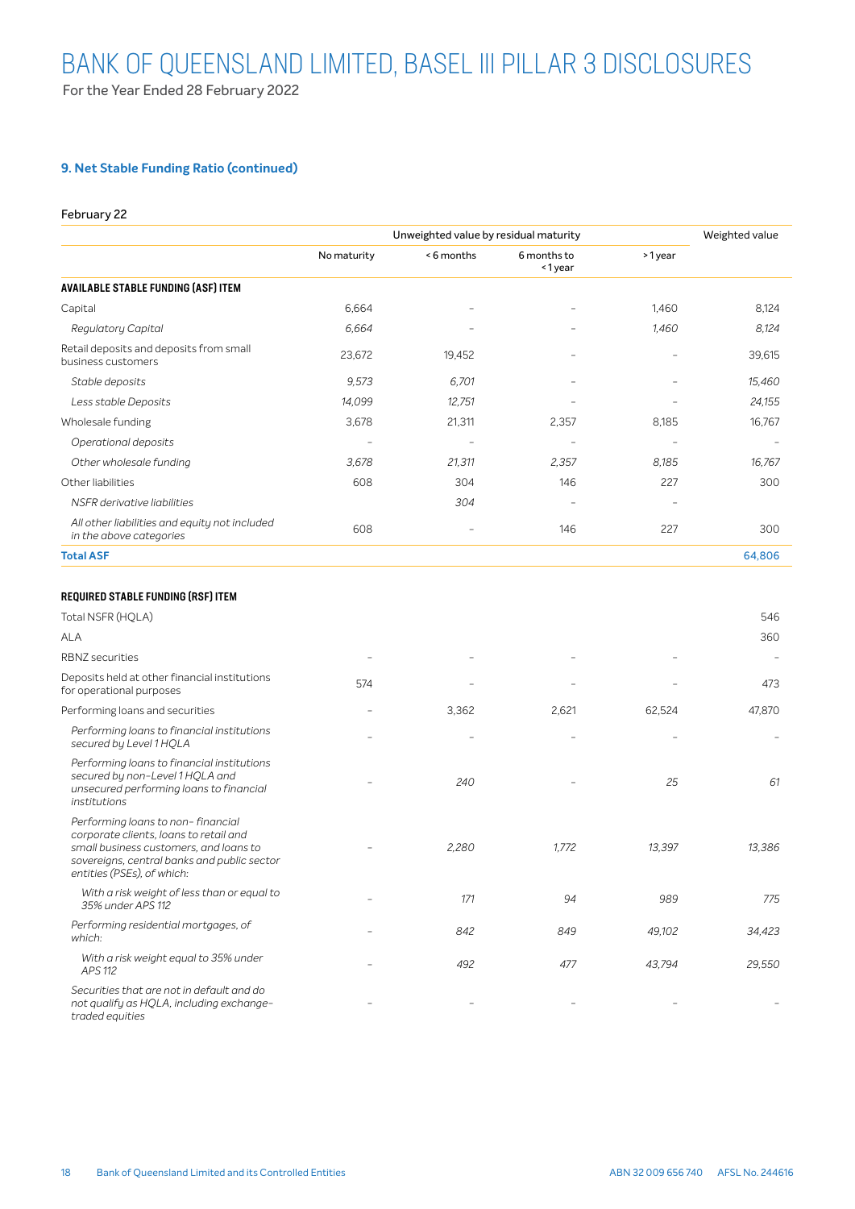# BANK OF QUEENSLAND LIMITED, BASEL III PILLAR 3 DISCLOSURES

For the Year Ended 28 February 2022

## 9. Net Stable Funding Ratio (continued)

February 22

| | Unweighted value by residual maturity | | | | Weighted value |
|---|---|---|---|---|---|
| | No maturity | < 6 months | 6 months to < 1 year | > 1 year | |
| **AVAILABLE STABLE FUNDING (ASF) ITEM** | | | | | |
| Capital | 6,664 | – | – | 1,460 | 8,124 |
| *Regulatory Capital* | *6,664* | – | – | *1,460* | *8,124* |
| Retail deposits and deposits from small business customers | 23,672 | 19,452 | – | – | 39,615 |
| *Stable deposits* | *9,573* | *6,701* | – | – | *15,460* |
| *Less stable Deposits* | *14,099* | *12,751* | – | – | *24,155* |
| Wholesale funding | 3,678 | 21,311 | 2,357 | 8,185 | 16,767 |
| *Operational deposits* | – | – | – | – | – |
| *Other wholesale funding* | *3,678* | *21,311* | *2,357* | *8,185* | *16,767* |
| Other liabilities | 608 | 304 | 146 | 227 | 300 |
| *NSFR derivative liabilities* | | *304* | – | – | |
| *All other liabilities and equity not included in the above categories* | 608 | – | 146 | 227 | 300 |
| **Total ASF** | | | | | **64,806** |

| | Unweighted value by residual maturity | | | | Weighted value |
|---|---|---|---|---|---|
| | No maturity | < 6 months | 6 months to < 1 year | > 1 year | |
| **REQUIRED STABLE FUNDING (RSF) ITEM** | | | | | |
| Total NSFR (HQLA) | | | | | 546 |
| ALA | | | | | 360 |
| RBNZ securities | – | – | – | – | – |
| Deposits held at other financial institutions for operational purposes | 574 | – | – | – | 473 |
| Performing loans and securities | – | 3,362 | 2,621 | 62,524 | 47,870 |
| *Performing loans to financial institutions secured by Level 1 HQLA* | – | – | – | – | – |
| *Performing loans to financial institutions secured by non-Level 1 HQLA and unsecured performing loans to financial institutions* | – | *240* | – | *25* | *61* |
| *Performing loans to non- financial corporate clients, loans to retail and small business customers, and loans to sovereigns, central banks and public sector entities (PSEs), of which:* | – | *2,280* | *1,772* | *13,397* | *13,386* |
| *With a risk weight of less than or equal to 35% under APS 112* | – | *171* | *94* | *989* | *775* |
| *Performing residential mortgages, of which:* | – | *842* | *849* | *49,102* | *34,423* |
| *With a risk weight equal to 35% under APS 112* | – | *492* | *477* | *43,794* | *29,550* |
| *Securities that are not in default and do not qualify as HQLA, including exchange-traded equities* | – | – | – | – | – |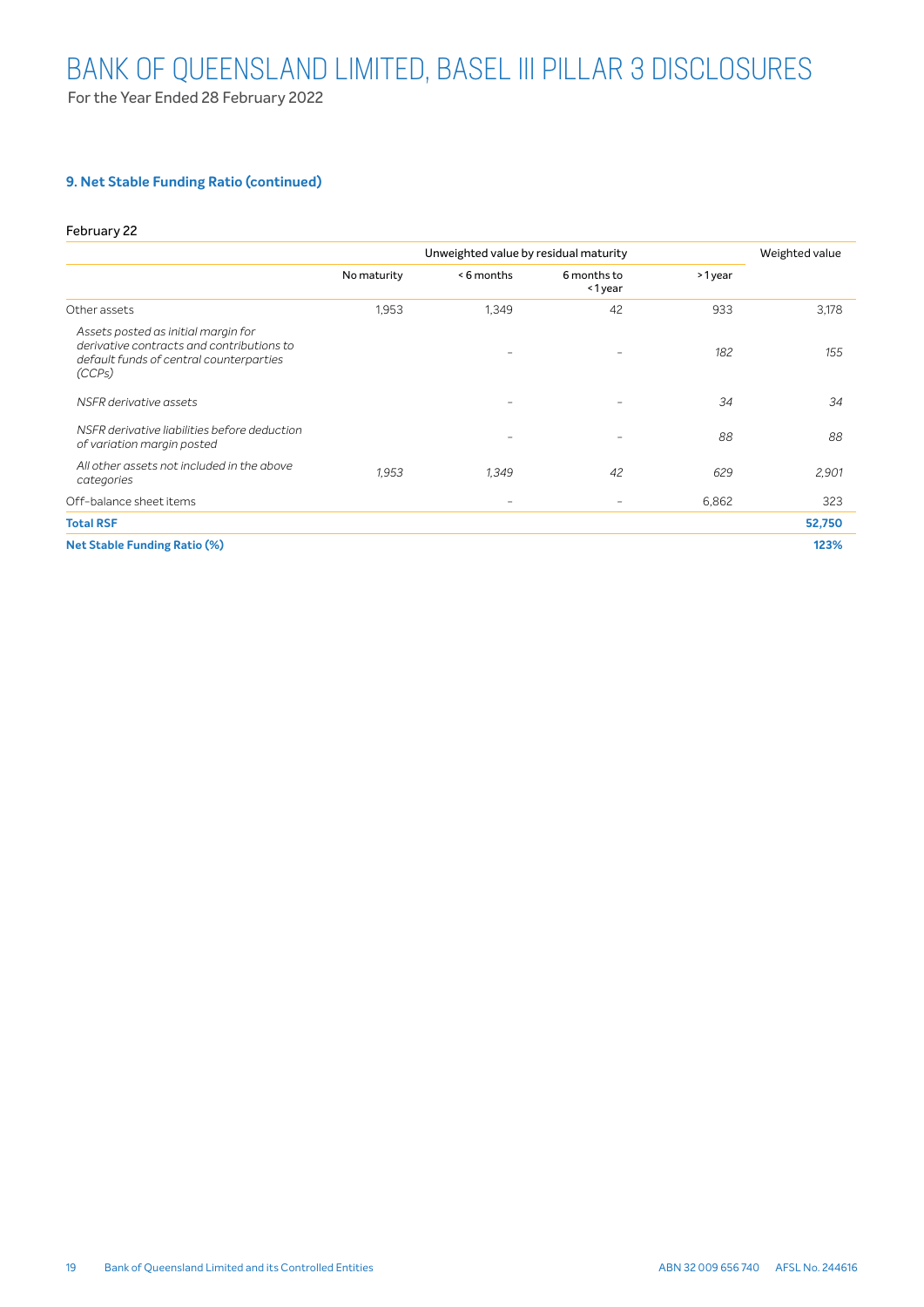# BANK OF QUEENSLAND LIMITED, BASEL III PILLAR 3 DISCLOSURES

For the Year Ended 28 February 2022

### 9. Net Stable Funding Ratio (continued)

February 22

| | Unweighted value by residual maturity | | | | Weighted value |
|---|---|---|---|---|---|
| | No maturity | < 6 months | 6 months to < 1 year | > 1 year | |
| Other assets | 1,953 | 1,349 | 42 | 933 | 3,178 |
| *Assets posted as initial margin for derivative contracts and contributions to default funds of central counterparties (CCPs)* | | – | – | *182* | *155* |
| *NSFR derivative assets* | | – | – | *34* | *34* |
| *NSFR derivative liabilities before deduction of variation margin posted* | | – | – | *88* | *88* |
| *All other assets not included in the above categories* | *1,953* | *1,349* | *42* | *629* | *2,901* |
| Off-balance sheet items | | – | – | 6,862 | 323 |
| **Total RSF** | | | | | **52,750** |
| **Net Stable Funding Ratio (%)** | | | | | **123%** |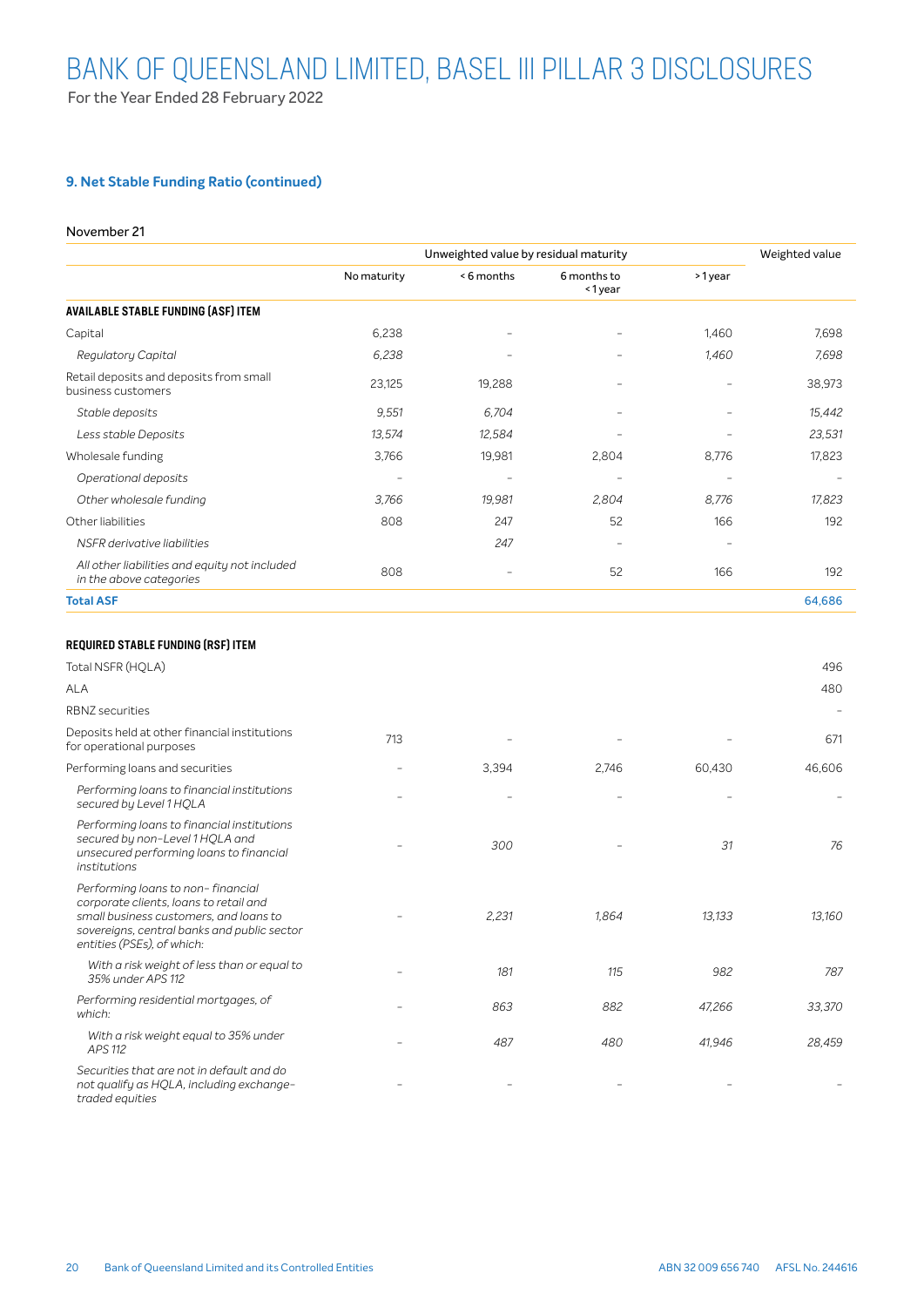# BANK OF QUEENSLAND LIMITED, BASEL III PILLAR 3 DISCLOSURES

For the Year Ended 28 February 2022

### 9. Net Stable Funding Ratio (continued)

November 21

| | Unweighted value by residual maturity | | | | Weighted value |
|---|---|---|---|---|---|
| | No maturity | < 6 months | 6 months to < 1 year | > 1 year | |
| **AVAILABLE STABLE FUNDING (ASF) ITEM** | | | | | |
| Capital | 6,238 | – | – | 1,460 | 7,698 |
| *Regulatory Capital* | *6,238* | – | – | *1,460* | *7,698* |
| Retail deposits and deposits from small business customers | 23,125 | 19,288 | – | – | 38,973 |
| *Stable deposits* | *9,551* | *6,704* | – | – | *15,442* |
| *Less stable Deposits* | *13,574* | *12,584* | – | – | *23,531* |
| Wholesale funding | 3,766 | 19,981 | 2,804 | 8,776 | 17,823 |
| *Operational deposits* | – | – | – | – | – |
| *Other wholesale funding* | *3,766* | *19,981* | *2,804* | *8,776* | *17,823* |
| Other liabilities | 808 | 247 | 52 | 166 | 192 |
| *NSFR derivative liabilities* | | *247* | – | – | |
| *All other liabilities and equity not included in the above categories* | 808 | – | 52 | 166 | 192 |
| **Total ASF** | | | | | **64,686** |

| | Unweighted value by residual maturity | | | | Weighted value |
|---|---|---|---|---|---|
| | No maturity | < 6 months | 6 months to < 1 year | > 1 year | |
| **REQUIRED STABLE FUNDING (RSF) ITEM** | | | | | |
| Total NSFR (HQLA) | | | | | 496 |
| ALA | | | | | 480 |
| RBNZ securities | | | | | – |
| Deposits held at other financial institutions for operational purposes | 713 | – | – | – | 671 |
| Performing loans and securities | – | 3,394 | 2,746 | 60,430 | 46,606 |
| *Performing loans to financial institutions secured by Level 1 HQLA* | – | – | – | – | – |
| *Performing loans to financial institutions secured by non-Level 1 HQLA and unsecured performing loans to financial institutions* | – | *300* | – | *31* | *76* |
| *Performing loans to non- financial corporate clients, loans to retail and small business customers, and loans to sovereigns, central banks and public sector entities (PSEs), of which:* | – | *2,231* | *1,864* | *13,133* | *13,160* |
| *With a risk weight of less than or equal to 35% under APS 112* | – | *181* | *115* | *982* | *787* |
| *Performing residential mortgages, of which:* | – | *863* | *882* | *47,266* | *33,370* |
| *With a risk weight equal to 35% under APS 112* | – | *487* | *480* | *41,946* | *28,459* |
| *Securities that are not in default and do not qualify as HQLA, including exchange-traded equities* | – | – | – | – | – |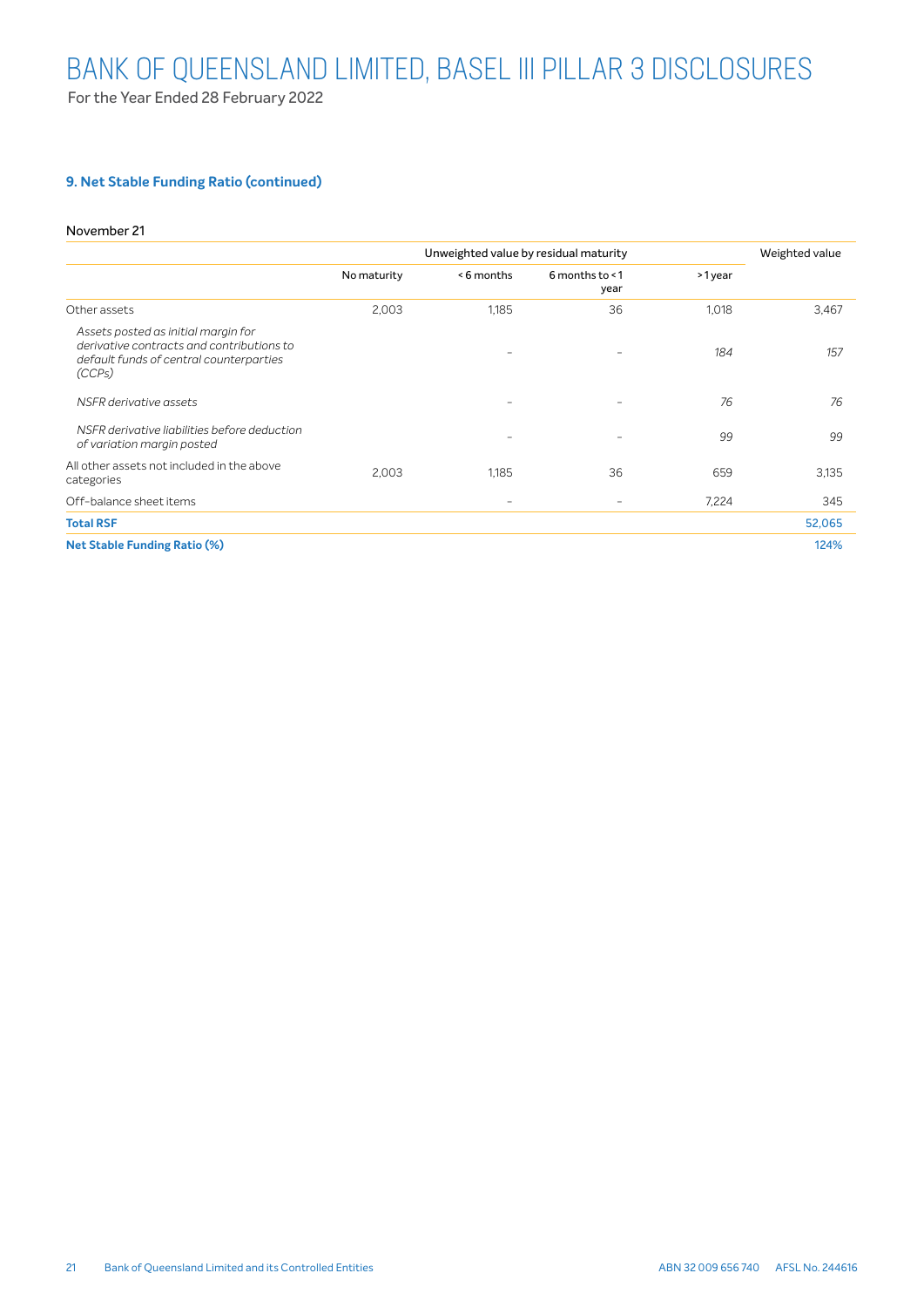## 9. Net Stable Funding Ratio (continued)

November 21

| | Unweighted value by residual maturity | | | | Weighted value |
|---|---|---|---|---|---|
| | No maturity | < 6 months | 6 months to < 1 year | > 1 year | |
| Other assets | 2,003 | 1,185 | 36 | 1,018 | 3,467 |
| *Assets posted as initial margin for derivative contracts and contributions to default funds of central counterparties (CCPs)* | | – | – | *184* | *157* |
| *NSFR derivative assets* | | – | – | *76* | *76* |
| *NSFR derivative liabilities before deduction of variation margin posted* | | – | – | *99* | *99* |
| All other assets not included in the above categories | 2,003 | 1,185 | 36 | 659 | 3,135 |
| Off-balance sheet items | | – | – | 7,224 | 345 |
| **Total RSF** | | | | | 52,065 |
| **Net Stable Funding Ratio (%)** | | | | | 124% |